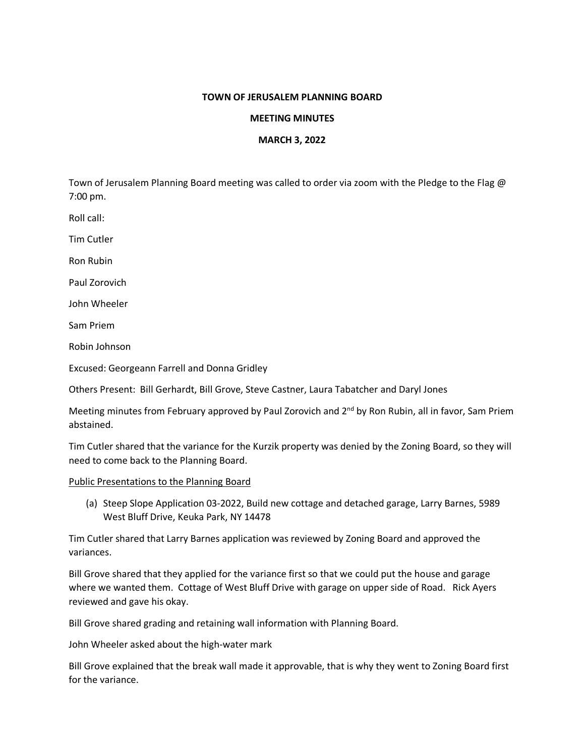**TOWN OF JERUSALEM PLANNING BOARD**

**MEETING MINUTES**

**MARCH 3, 2022**

Town of Jerusalem Planning Board meeting was called to order via zoom with the Pledge to the Flag @ 7:00 pm.

Roll call:

Tim Cutler

Ron Rubin

Paul Zorovich

John Wheeler

Sam Priem

Robin Johnson

Excused: Georgeann Farrell and Donna Gridley

Others Present: Bill Gerhardt, Bill Grove, Steve Castner, Laura Tabatcher and Daryl Jones

Meeting minutes from February approved by Paul Zorovich and 2nd by Ron Rubin, all in favor, Sam Priem abstained.

Tim Cutler shared that the variance for the Kurzik property was denied by the Zoning Board, so they will need to come back to the Planning Board.

Public Presentations to the Planning Board

(a) Steep Slope Application 03-2022, Build new cottage and detached garage, Larry Barnes, 5989 West Bluff Drive, Keuka Park, NY 14478

Tim Cutler shared that Larry Barnes application was reviewed by Zoning Board and approved the variances.

Bill Grove shared that they applied for the variance first so that we could put the house and garage where we wanted them. Cottage of West Bluff Drive with garage on upper side of Road. Rick Ayers reviewed and gave his okay.

Bill Grove shared grading and retaining wall information with Planning Board.

John Wheeler asked about the high-water mark

Bill Grove explained that the break wall made it approvable, that is why they went to Zoning Board first for the variance.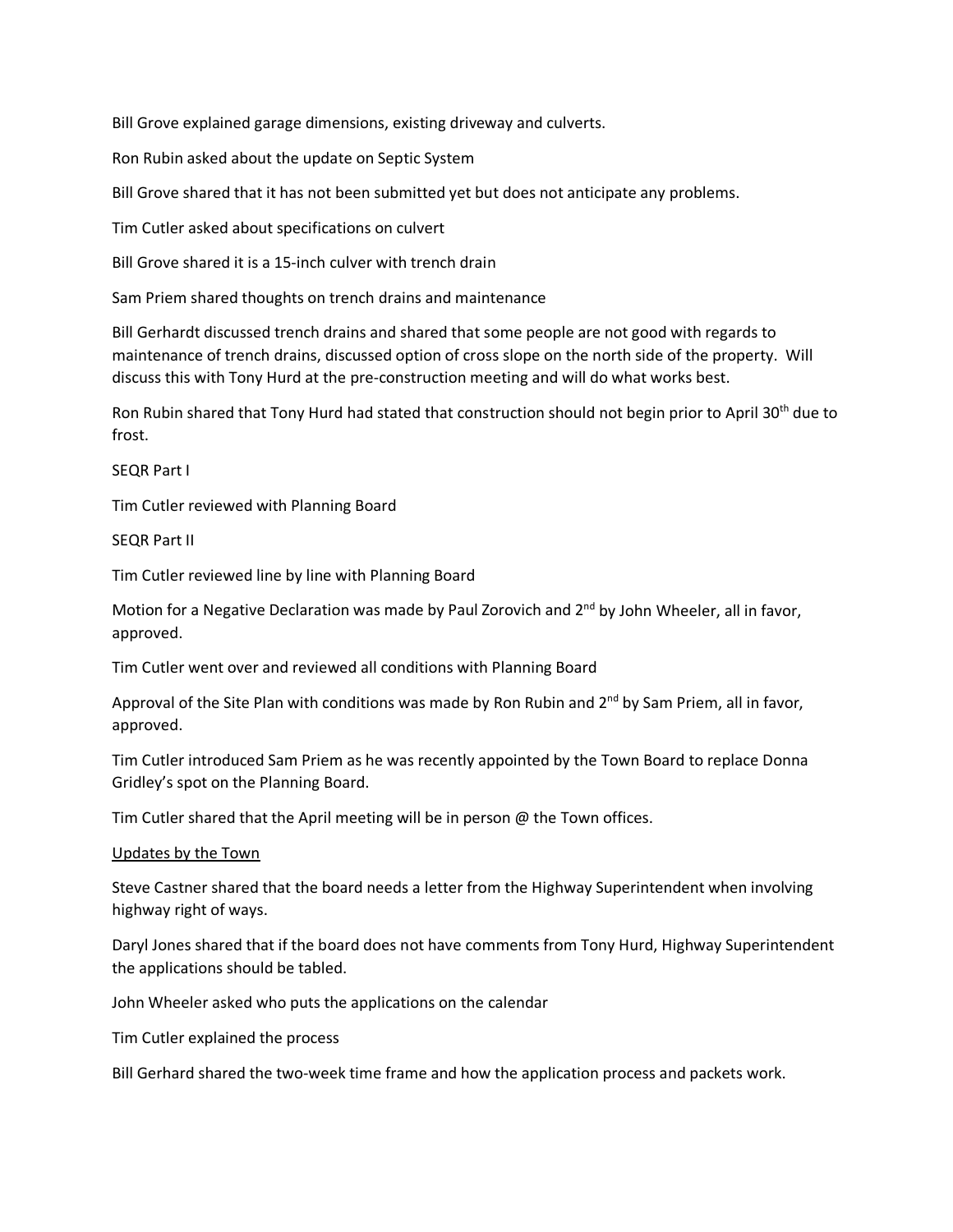Bill Grove explained garage dimensions, existing driveway and culverts.

Ron Rubin asked about the update on Septic System

Bill Grove shared that it has not been submitted yet but does not anticipate any problems.

Tim Cutler asked about specifications on culvert

Bill Grove shared it is a 15-inch culver with trench drain

Sam Priem shared thoughts on trench drains and maintenance

Bill Gerhardt discussed trench drains and shared that some people are not good with regards to maintenance of trench drains, discussed option of cross slope on the north side of the property. Will discuss this with Tony Hurd at the pre-construction meeting and will do what works best.

Ron Rubin shared that Tony Hurd had stated that construction should not begin prior to April 30th due to frost.

SEQR Part I

Tim Cutler reviewed with Planning Board

SEQR Part II

Tim Cutler reviewed line by line with Planning Board

Motion for a Negative Declaration was made by Paul Zorovich and 2nd by John Wheeler, all in favor, approved.

Tim Cutler went over and reviewed all conditions with Planning Board

Approval of the Site Plan with conditions was made by Ron Rubin and 2nd by Sam Priem, all in favor, approved.

Tim Cutler introduced Sam Priem as he was recently appointed by the Town Board to replace Donna Gridley's spot on the Planning Board.

Tim Cutler shared that the April meeting will be in person @ the Town offices.

<u>Updates by the Town</u>

Steve Castner shared that the board needs a letter from the Highway Superintendent when involving highway right of ways.

Daryl Jones shared that if the board does not have comments from Tony Hurd, Highway Superintendent the applications should be tabled.

John Wheeler asked who puts the applications on the calendar

Tim Cutler explained the process

Bill Gerhard shared the two-week time frame and how the application process and packets work.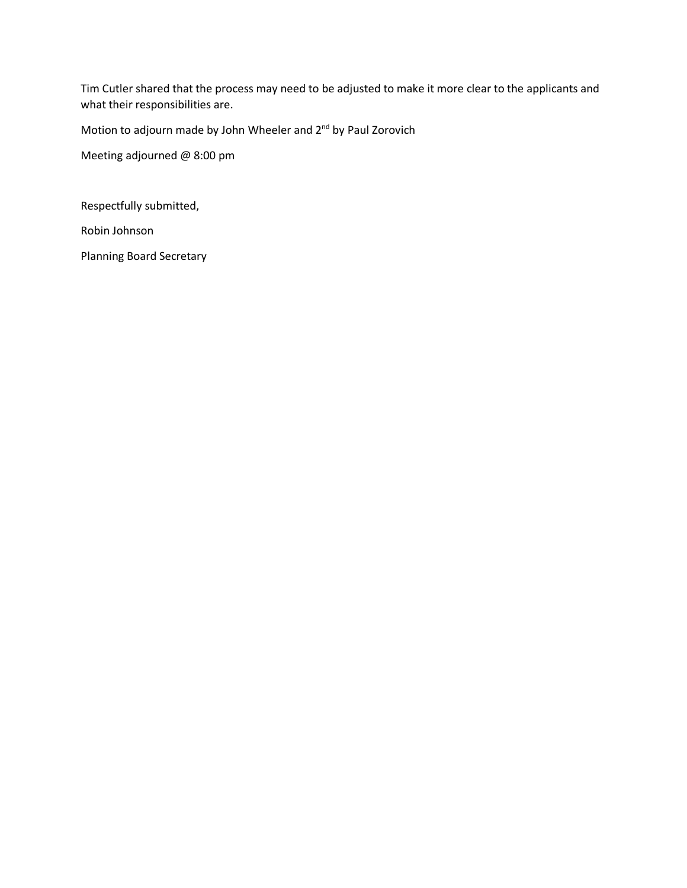Tim Cutler shared that the process may need to be adjusted to make it more clear to the applicants and what their responsibilities are.

Motion to adjourn made by John Wheeler and 2nd by Paul Zorovich

Meeting adjourned @ 8:00 pm

Respectfully submitted,

Robin Johnson

Planning Board Secretary